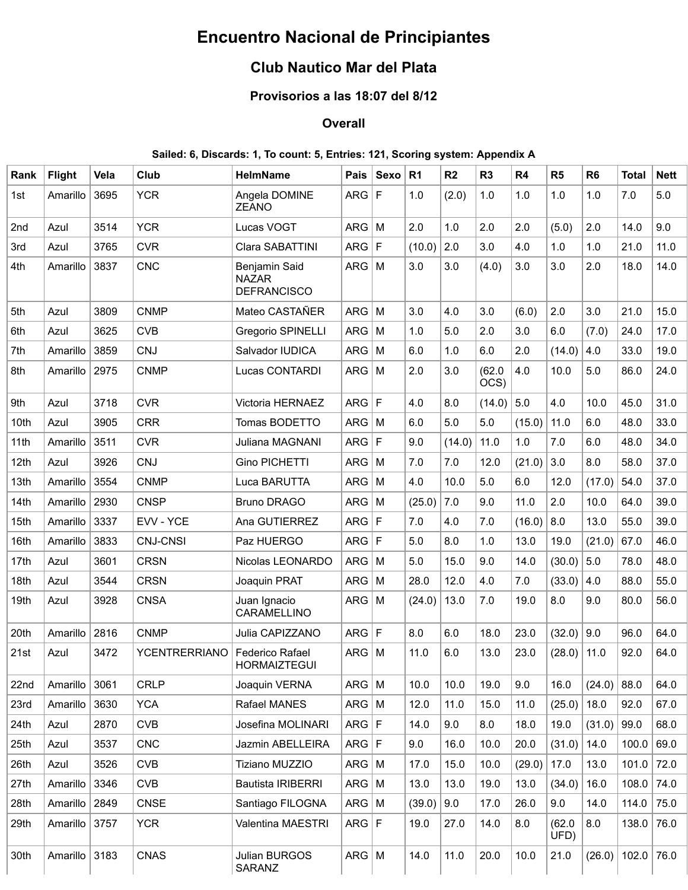# Encuentro Nacional de Principiantes

## Club Nautico Mar del Plata

### Provisorios a las 18:07 del 8/12

### Overall

**Sailed: 6, Discards: 1, To count: 5, Entries: 121, Scoring system: Appendix A**

| Rank | Flight | Vela | Club | HelmName | Pais | Sexo | R1 | R2 | R3 | R4 | R5 | R6 | Total | Nett |
|---|---|---|---|---|---|---|---|---|---|---|---|---|---|---|
| 1st | Amarillo | 3695 | YCR | Angela DOMINE ZEANO | ARG | F | 1.0 | (2.0) | 1.0 | 1.0 | 1.0 | 1.0 | 7.0 | 5.0 |
| 2nd | Azul | 3514 | YCR | Lucas VOGT | ARG | M | 2.0 | 1.0 | 2.0 | 2.0 | (5.0) | 2.0 | 14.0 | 9.0 |
| 3rd | Azul | 3765 | CVR | Clara SABATTINI | ARG | F | (10.0) | 2.0 | 3.0 | 4.0 | 1.0 | 1.0 | 21.0 | 11.0 |
| 4th | Amarillo | 3837 | CNC | Benjamin Said NAZAR DEFRANCISCO | ARG | M | 3.0 | 3.0 | (4.0) | 3.0 | 3.0 | 2.0 | 18.0 | 14.0 |
| 5th | Azul | 3809 | CNMP | Mateo CASTAÑER | ARG | M | 3.0 | 4.0 | 3.0 | (6.0) | 2.0 | 3.0 | 21.0 | 15.0 |
| 6th | Azul | 3625 | CVB | Gregorio SPINELLI | ARG | M | 1.0 | 5.0 | 2.0 | 3.0 | 6.0 | (7.0) | 24.0 | 17.0 |
| 7th | Amarillo | 3859 | CNJ | Salvador IUDICA | ARG | M | 6.0 | 1.0 | 6.0 | 2.0 | (14.0) | 4.0 | 33.0 | 19.0 |
| 8th | Amarillo | 2975 | CNMP | Lucas CONTARDI | ARG | M | 2.0 | 3.0 | (62.0 OCS) | 4.0 | 10.0 | 5.0 | 86.0 | 24.0 |
| 9th | Azul | 3718 | CVR | Victoria HERNAEZ | ARG | F | 4.0 | 8.0 | (14.0) | 5.0 | 4.0 | 10.0 | 45.0 | 31.0 |
| 10th | Azul | 3905 | CRR | Tomas BODETTO | ARG | M | 6.0 | 5.0 | 5.0 | (15.0) | 11.0 | 6.0 | 48.0 | 33.0 |
| 11th | Amarillo | 3511 | CVR | Juliana MAGNANI | ARG | F | 9.0 | (14.0) | 11.0 | 1.0 | 7.0 | 6.0 | 48.0 | 34.0 |
| 12th | Azul | 3926 | CNJ | Gino PICHETTI | ARG | M | 7.0 | 7.0 | 12.0 | (21.0) | 3.0 | 8.0 | 58.0 | 37.0 |
| 13th | Amarillo | 3554 | CNMP | Luca BARUTTA | ARG | M | 4.0 | 10.0 | 5.0 | 6.0 | 12.0 | (17.0) | 54.0 | 37.0 |
| 14th | Amarillo | 2930 | CNSP | Bruno DRAGO | ARG | M | (25.0) | 7.0 | 9.0 | 11.0 | 2.0 | 10.0 | 64.0 | 39.0 |
| 15th | Amarillo | 3337 | EVV - YCE | Ana GUTIERREZ | ARG | F | 7.0 | 4.0 | 7.0 | (16.0) | 8.0 | 13.0 | 55.0 | 39.0 |
| 16th | Amarillo | 3833 | CNJ-CNSI | Paz HUERGO | ARG | F | 5.0 | 8.0 | 1.0 | 13.0 | 19.0 | (21.0) | 67.0 | 46.0 |
| 17th | Azul | 3601 | CRSN | Nicolas LEONARDO | ARG | M | 5.0 | 15.0 | 9.0 | 14.0 | (30.0) | 5.0 | 78.0 | 48.0 |
| 18th | Azul | 3544 | CRSN | Joaquin PRAT | ARG | M | 28.0 | 12.0 | 4.0 | 7.0 | (33.0) | 4.0 | 88.0 | 55.0 |
| 19th | Azul | 3928 | CNSA | Juan Ignacio CARAMELLINO | ARG | M | (24.0) | 13.0 | 7.0 | 19.0 | 8.0 | 9.0 | 80.0 | 56.0 |
| 20th | Amarillo | 2816 | CNMP | Julia CAPIZZANO | ARG | F | 8.0 | 6.0 | 18.0 | 23.0 | (32.0) | 9.0 | 96.0 | 64.0 |
| 21st | Azul | 3472 | YCENTRERRIANO | Federico Rafael HORMAIZTEGUI | ARG | M | 11.0 | 6.0 | 13.0 | 23.0 | (28.0) | 11.0 | 92.0 | 64.0 |
| 22nd | Amarillo | 3061 | CRLP | Joaquin VERNA | ARG | M | 10.0 | 10.0 | 19.0 | 9.0 | 16.0 | (24.0) | 88.0 | 64.0 |
| 23rd | Amarillo | 3630 | YCA | Rafael MANES | ARG | M | 12.0 | 11.0 | 15.0 | 11.0 | (25.0) | 18.0 | 92.0 | 67.0 |
| 24th | Azul | 2870 | CVB | Josefina MOLINARI | ARG | F | 14.0 | 9.0 | 8.0 | 18.0 | 19.0 | (31.0) | 99.0 | 68.0 |
| 25th | Azul | 3537 | CNC | Jazmin ABELLEIRA | ARG | F | 9.0 | 16.0 | 10.0 | 20.0 | (31.0) | 14.0 | 100.0 | 69.0 |
| 26th | Azul | 3526 | CVB | Tiziano MUZZIO | ARG | M | 17.0 | 15.0 | 10.0 | (29.0) | 17.0 | 13.0 | 101.0 | 72.0 |
| 27th | Amarillo | 3346 | CVB | Bautista IRIBERRI | ARG | M | 13.0 | 13.0 | 19.0 | 13.0 | (34.0) | 16.0 | 108.0 | 74.0 |
| 28th | Amarillo | 2849 | CNSE | Santiago FILOGNA | ARG | M | (39.0) | 9.0 | 17.0 | 26.0 | 9.0 | 14.0 | 114.0 | 75.0 |
| 29th | Amarillo | 3757 | YCR | Valentina MAESTRI | ARG | F | 19.0 | 27.0 | 14.0 | 8.0 | (62.0 UFD) | 8.0 | 138.0 | 76.0 |
| 30th | Amarillo | 3183 | CNAS | Julian BURGOS SARANZ | ARG | M | 14.0 | 11.0 | 20.0 | 10.0 | 21.0 | (26.0) | 102.0 | 76.0 |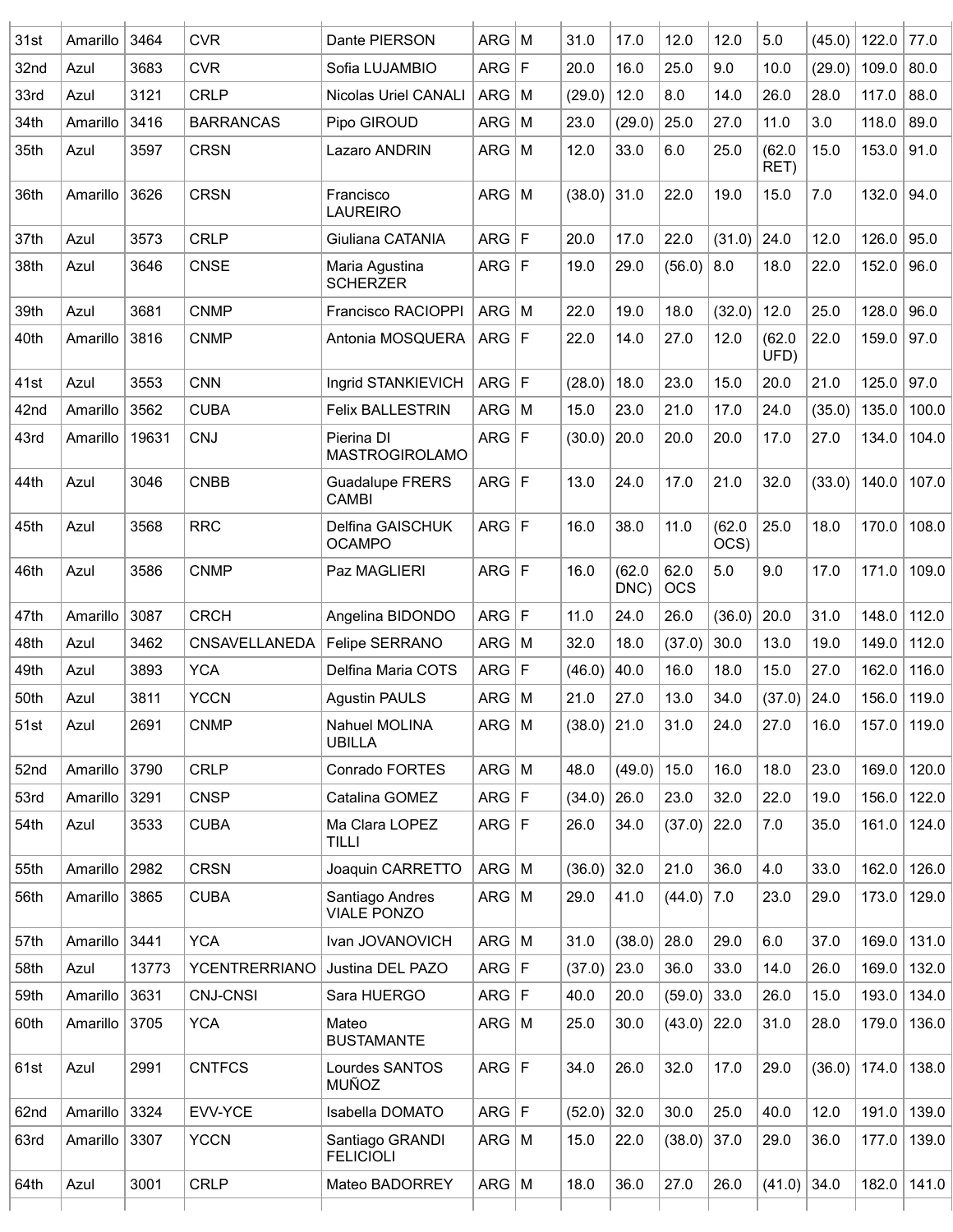| 31st | Amarillo | 3464 | CVR | Dante PIERSON | ARG | M | 31.0 | 17.0 | 12.0 | 12.0 | 5.0 | (45.0) | 122.0 | 77.0 |
|---|---|---|---|---|---|---|---|---|---|---|---|---|---|---|
| 32nd | Azul | 3683 | CVR | Sofia LUJAMBIO | ARG | F | 20.0 | 16.0 | 25.0 | 9.0 | 10.0 | (29.0) | 109.0 | 80.0 |
| 33rd | Azul | 3121 | CRLP | Nicolas Uriel CANALI | ARG | M | (29.0) | 12.0 | 8.0 | 14.0 | 26.0 | 28.0 | 117.0 | 88.0 |
| 34th | Amarillo | 3416 | BARRANCAS | Pipo GIROUD | ARG | M | 23.0 | (29.0) | 25.0 | 27.0 | 11.0 | 3.0 | 118.0 | 89.0 |
| 35th | Azul | 3597 | CRSN | Lazaro ANDRIN | ARG | M | 12.0 | 33.0 | 6.0 | 25.0 | (62.0 RET) | 15.0 | 153.0 | 91.0 |
| 36th | Amarillo | 3626 | CRSN | Francisco LAUREIRO | ARG | M | (38.0) | 31.0 | 22.0 | 19.0 | 15.0 | 7.0 | 132.0 | 94.0 |
| 37th | Azul | 3573 | CRLP | Giuliana CATANIA | ARG | F | 20.0 | 17.0 | 22.0 | (31.0) | 24.0 | 12.0 | 126.0 | 95.0 |
| 38th | Azul | 3646 | CNSE | Maria Agustina SCHERZER | ARG | F | 19.0 | 29.0 | (56.0) | 8.0 | 18.0 | 22.0 | 152.0 | 96.0 |
| 39th | Azul | 3681 | CNMP | Francisco RACIOPPI | ARG | M | 22.0 | 19.0 | 18.0 | (32.0) | 12.0 | 25.0 | 128.0 | 96.0 |
| 40th | Amarillo | 3816 | CNMP | Antonia MOSQUERA | ARG | F | 22.0 | 14.0 | 27.0 | 12.0 | (62.0 UFD) | 22.0 | 159.0 | 97.0 |
| 41st | Azul | 3553 | CNN | Ingrid STANKIEVICH | ARG | F | (28.0) | 18.0 | 23.0 | 15.0 | 20.0 | 21.0 | 125.0 | 97.0 |
| 42nd | Amarillo | 3562 | CUBA | Felix BALLESTRIN | ARG | M | 15.0 | 23.0 | 21.0 | 17.0 | 24.0 | (35.0) | 135.0 | 100.0 |
| 43rd | Amarillo | 19631 | CNJ | Pierina DI MASTROGIROLAMO | ARG | F | (30.0) | 20.0 | 20.0 | 20.0 | 17.0 | 27.0 | 134.0 | 104.0 |
| 44th | Azul | 3046 | CNBB | Guadalupe FRERS CAMBI | ARG | F | 13.0 | 24.0 | 17.0 | 21.0 | 32.0 | (33.0) | 140.0 | 107.0 |
| 45th | Azul | 3568 | RRC | Delfina GAISCHUK OCAMPO | ARG | F | 16.0 | 38.0 | 11.0 | (62.0 OCS) | 25.0 | 18.0 | 170.0 | 108.0 |
| 46th | Azul | 3586 | CNMP | Paz MAGLIERI | ARG | F | 16.0 | (62.0 DNC) | 62.0 OCS | 5.0 | 9.0 | 17.0 | 171.0 | 109.0 |
| 47th | Amarillo | 3087 | CRCH | Angelina BIDONDO | ARG | F | 11.0 | 24.0 | 26.0 | (36.0) | 20.0 | 31.0 | 148.0 | 112.0 |
| 48th | Azul | 3462 | CNSAVELLANEDA | Felipe SERRANO | ARG | M | 32.0 | 18.0 | (37.0) | 30.0 | 13.0 | 19.0 | 149.0 | 112.0 |
| 49th | Azul | 3893 | YCA | Delfina Maria COTS | ARG | F | (46.0) | 40.0 | 16.0 | 18.0 | 15.0 | 27.0 | 162.0 | 116.0 |
| 50th | Azul | 3811 | YCCN | Agustin PAULS | ARG | M | 21.0 | 27.0 | 13.0 | 34.0 | (37.0) | 24.0 | 156.0 | 119.0 |
| 51st | Azul | 2691 | CNMP | Nahuel MOLINA UBILLA | ARG | M | (38.0) | 21.0 | 31.0 | 24.0 | 27.0 | 16.0 | 157.0 | 119.0 |
| 52nd | Amarillo | 3790 | CRLP | Conrado FORTES | ARG | M | 48.0 | (49.0) | 15.0 | 16.0 | 18.0 | 23.0 | 169.0 | 120.0 |
| 53rd | Amarillo | 3291 | CNSP | Catalina GOMEZ | ARG | F | (34.0) | 26.0 | 23.0 | 32.0 | 22.0 | 19.0 | 156.0 | 122.0 |
| 54th | Azul | 3533 | CUBA | Ma Clara LOPEZ TILLI | ARG | F | 26.0 | 34.0 | (37.0) | 22.0 | 7.0 | 35.0 | 161.0 | 124.0 |
| 55th | Amarillo | 2982 | CRSN | Joaquin CARRETTO | ARG | M | (36.0) | 32.0 | 21.0 | 36.0 | 4.0 | 33.0 | 162.0 | 126.0 |
| 56th | Amarillo | 3865 | CUBA | Santiago Andres VIALE PONZO | ARG | M | 29.0 | 41.0 | (44.0) | 7.0 | 23.0 | 29.0 | 173.0 | 129.0 |
| 57th | Amarillo | 3441 | YCA | Ivan JOVANOVICH | ARG | M | 31.0 | (38.0) | 28.0 | 29.0 | 6.0 | 37.0 | 169.0 | 131.0 |
| 58th | Azul | 13773 | YCENTRERRIANO | Justina DEL PAZO | ARG | F | (37.0) | 23.0 | 36.0 | 33.0 | 14.0 | 26.0 | 169.0 | 132.0 |
| 59th | Amarillo | 3631 | CNJ-CNSI | Sara HUERGO | ARG | F | 40.0 | 20.0 | (59.0) | 33.0 | 26.0 | 15.0 | 193.0 | 134.0 |
| 60th | Amarillo | 3705 | YCA | Mateo BUSTAMANTE | ARG | M | 25.0 | 30.0 | (43.0) | 22.0 | 31.0 | 28.0 | 179.0 | 136.0 |
| 61st | Azul | 2991 | CNTFCS | Lourdes SANTOS MUÑOZ | ARG | F | 34.0 | 26.0 | 32.0 | 17.0 | 29.0 | (36.0) | 174.0 | 138.0 |
| 62nd | Amarillo | 3324 | EVV-YCE | Isabella DOMATO | ARG | F | (52.0) | 32.0 | 30.0 | 25.0 | 40.0 | 12.0 | 191.0 | 139.0 |
| 63rd | Amarillo | 3307 | YCCN | Santiago GRANDI FELICIOLI | ARG | M | 15.0 | 22.0 | (38.0) | 37.0 | 29.0 | 36.0 | 177.0 | 139.0 |
| 64th | Azul | 3001 | CRLP | Mateo BADORREY | ARG | M | 18.0 | 36.0 | 27.0 | 26.0 | (41.0) | 34.0 | 182.0 | 141.0 |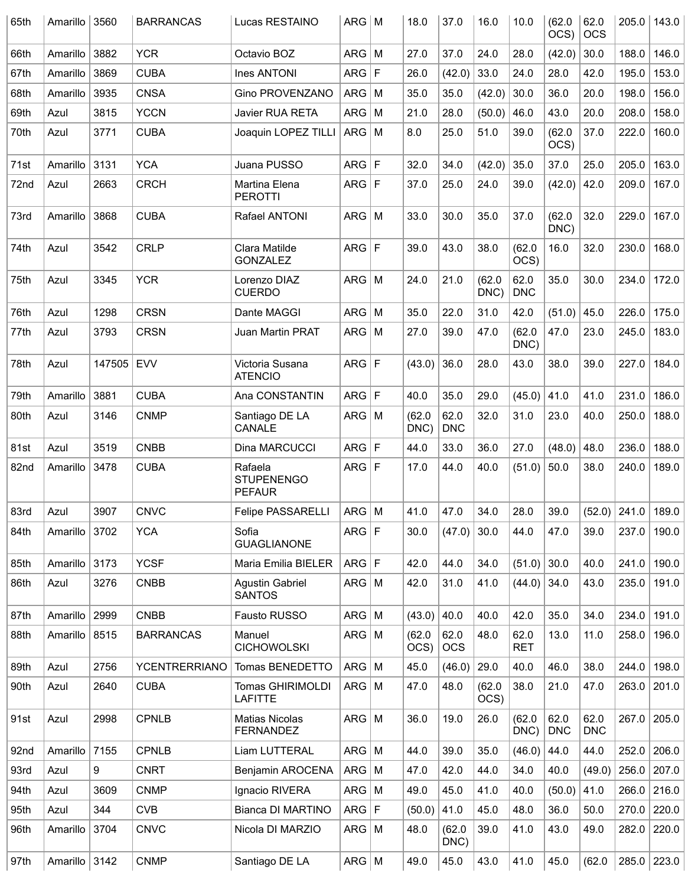| 65th | Amarillo | 3560 | BARRANCAS | Lucas RESTAINO | ARG | M | 18.0 | 37.0 | 16.0 | 10.0 | (62.0 OCS) | 62.0 OCS | 205.0 | 143.0 |
|---|---|---|---|---|---|---|---|---|---|---|---|---|---|---|
| 66th | Amarillo | 3882 | YCR | Octavio BOZ | ARG | M | 27.0 | 37.0 | 24.0 | 28.0 | (42.0) | 30.0 | 188.0 | 146.0 |
| 67th | Amarillo | 3869 | CUBA | Ines ANTONI | ARG | F | 26.0 | (42.0) | 33.0 | 24.0 | 28.0 | 42.0 | 195.0 | 153.0 |
| 68th | Amarillo | 3935 | CNSA | Gino PROVENZANO | ARG | M | 35.0 | 35.0 | (42.0) | 30.0 | 36.0 | 20.0 | 198.0 | 156.0 |
| 69th | Azul | 3815 | YCCN | Javier RUA RETA | ARG | M | 21.0 | 28.0 | (50.0) | 46.0 | 43.0 | 20.0 | 208.0 | 158.0 |
| 70th | Azul | 3771 | CUBA | Joaquin LOPEZ TILLI | ARG | M | 8.0 | 25.0 | 51.0 | 39.0 | (62.0 OCS) | 37.0 | 222.0 | 160.0 |
| 71st | Amarillo | 3131 | YCA | Juana PUSSO | ARG | F | 32.0 | 34.0 | (42.0) | 35.0 | 37.0 | 25.0 | 205.0 | 163.0 |
| 72nd | Azul | 2663 | CRCH | Martina Elena PEROTTI | ARG | F | 37.0 | 25.0 | 24.0 | 39.0 | (42.0) | 42.0 | 209.0 | 167.0 |
| 73rd | Amarillo | 3868 | CUBA | Rafael ANTONI | ARG | M | 33.0 | 30.0 | 35.0 | 37.0 | (62.0 DNC) | 32.0 | 229.0 | 167.0 |
| 74th | Azul | 3542 | CRLP | Clara Matilde GONZALEZ | ARG | F | 39.0 | 43.0 | 38.0 | (62.0 OCS) | 16.0 | 32.0 | 230.0 | 168.0 |
| 75th | Azul | 3345 | YCR | Lorenzo DIAZ CUERDO | ARG | M | 24.0 | 21.0 | (62.0 DNC) | 62.0 DNC | 35.0 | 30.0 | 234.0 | 172.0 |
| 76th | Azul | 1298 | CRSN | Dante MAGGI | ARG | M | 35.0 | 22.0 | 31.0 | 42.0 | (51.0) | 45.0 | 226.0 | 175.0 |
| 77th | Azul | 3793 | CRSN | Juan Martin PRAT | ARG | M | 27.0 | 39.0 | 47.0 | (62.0 DNC) | 47.0 | 23.0 | 245.0 | 183.0 |
| 78th | Azul | 147505 | EVV | Victoria Susana ATENCIO | ARG | F | (43.0) | 36.0 | 28.0 | 43.0 | 38.0 | 39.0 | 227.0 | 184.0 |
| 79th | Amarillo | 3881 | CUBA | Ana CONSTANTIN | ARG | F | 40.0 | 35.0 | 29.0 | (45.0) | 41.0 | 41.0 | 231.0 | 186.0 |
| 80th | Azul | 3146 | CNMP | Santiago DE LA CANALE | ARG | M | (62.0 DNC) | 62.0 DNC | 32.0 | 31.0 | 23.0 | 40.0 | 250.0 | 188.0 |
| 81st | Azul | 3519 | CNBB | Dina MARCUCCI | ARG | F | 44.0 | 33.0 | 36.0 | 27.0 | (48.0) | 48.0 | 236.0 | 188.0 |
| 82nd | Amarillo | 3478 | CUBA | Rafaela STUPENENGO PEFAUR | ARG | F | 17.0 | 44.0 | 40.0 | (51.0) | 50.0 | 38.0 | 240.0 | 189.0 |
| 83rd | Azul | 3907 | CNVC | Felipe PASSARELLI | ARG | M | 41.0 | 47.0 | 34.0 | 28.0 | 39.0 | (52.0) | 241.0 | 189.0 |
| 84th | Amarillo | 3702 | YCA | Sofia GUAGLIANONE | ARG | F | 30.0 | (47.0) | 30.0 | 44.0 | 47.0 | 39.0 | 237.0 | 190.0 |
| 85th | Amarillo | 3173 | YCSF | Maria Emilia BIELER | ARG | F | 42.0 | 44.0 | 34.0 | (51.0) | 30.0 | 40.0 | 241.0 | 190.0 |
| 86th | Azul | 3276 | CNBB | Agustin Gabriel SANTOS | ARG | M | 42.0 | 31.0 | 41.0 | (44.0) | 34.0 | 43.0 | 235.0 | 191.0 |
| 87th | Amarillo | 2999 | CNBB | Fausto RUSSO | ARG | M | (43.0) | 40.0 | 40.0 | 42.0 | 35.0 | 34.0 | 234.0 | 191.0 |
| 88th | Amarillo | 8515 | BARRANCAS | Manuel CICHOWOLSKI | ARG | M | (62.0 OCS) | 62.0 OCS | 48.0 | 62.0 RET | 13.0 | 11.0 | 258.0 | 196.0 |
| 89th | Azul | 2756 | YCENTRERRIANO | Tomas BENEDETTO | ARG | M | 45.0 | (46.0) | 29.0 | 40.0 | 46.0 | 38.0 | 244.0 | 198.0 |
| 90th | Azul | 2640 | CUBA | Tomas GHIRIMOLDI LAFITTE | ARG | M | 47.0 | 48.0 | (62.0 OCS) | 38.0 | 21.0 | 47.0 | 263.0 | 201.0 |
| 91st | Azul | 2998 | CPNLB | Matias Nicolas FERNANDEZ | ARG | M | 36.0 | 19.0 | 26.0 | (62.0 DNC) | 62.0 DNC | 62.0 DNC | 267.0 | 205.0 |
| 92nd | Amarillo | 7155 | CPNLB | Liam LUTTERAL | ARG | M | 44.0 | 39.0 | 35.0 | (46.0) | 44.0 | 44.0 | 252.0 | 206.0 |
| 93rd | Azul | 9 | CNRT | Benjamin AROCENA | ARG | M | 47.0 | 42.0 | 44.0 | 34.0 | 40.0 | (49.0) | 256.0 | 207.0 |
| 94th | Azul | 3609 | CNMP | Ignacio RIVERA | ARG | M | 49.0 | 45.0 | 41.0 | 40.0 | (50.0) | 41.0 | 266.0 | 216.0 |
| 95th | Azul | 344 | CVB | Bianca DI MARTINO | ARG | F | (50.0) | 41.0 | 45.0 | 48.0 | 36.0 | 50.0 | 270.0 | 220.0 |
| 96th | Amarillo | 3704 | CNVC | Nicola DI MARZIO | ARG | M | 48.0 | (62.0 DNC) | 39.0 | 41.0 | 43.0 | 49.0 | 282.0 | 220.0 |
| 97th | Amarillo | 3142 | CNMP | Santiago DE LA | ARG | M | 49.0 | 45.0 | 43.0 | 41.0 | 45.0 | (62.0 | 285.0 | 223.0 |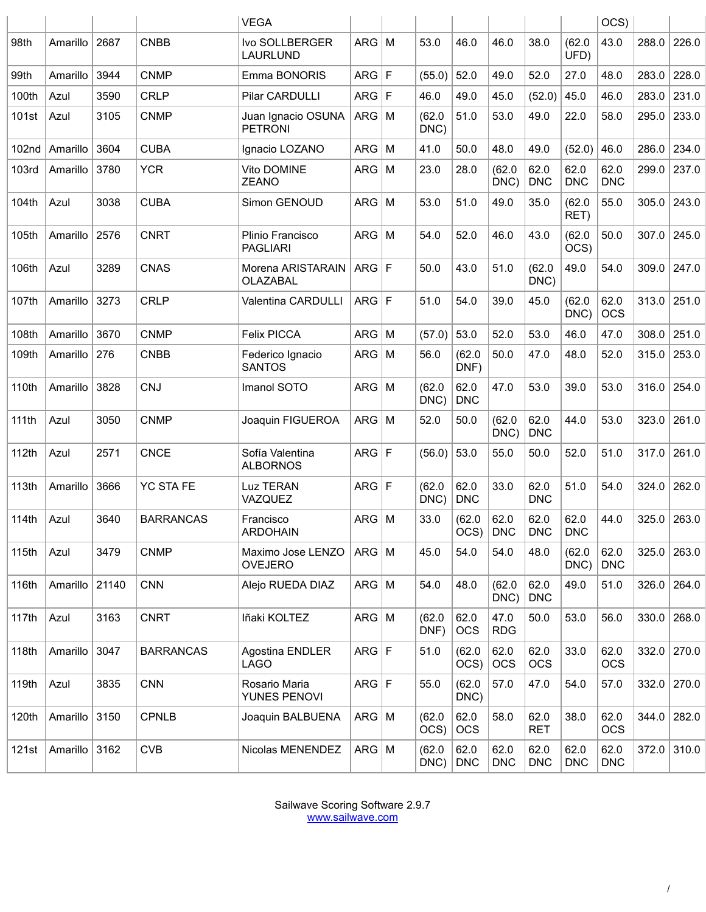| | | | | | | | | | | | | | | |
|---|---|---|---|---|---|---|---|---|---|---|---|---|---|---|
| | | | | VEGA | | | | | | | | OCS) | | |
| 98th | Amarillo | 2687 | CNBB | Ivo SOLLBERGER LAURLUND | ARG | M | 53.0 | 46.0 | 46.0 | 38.0 | (62.0 UFD) | 43.0 | 288.0 | 226.0 |
| 99th | Amarillo | 3944 | CNMP | Emma BONORIS | ARG | F | (55.0) | 52.0 | 49.0 | 52.0 | 27.0 | 48.0 | 283.0 | 228.0 |
| 100th | Azul | 3590 | CRLP | Pilar CARDULLI | ARG | F | 46.0 | 49.0 | 45.0 | (52.0) | 45.0 | 46.0 | 283.0 | 231.0 |
| 101st | Azul | 3105 | CNMP | Juan Ignacio OSUNA PETRONI | ARG | M | (62.0 DNC) | 51.0 | 53.0 | 49.0 | 22.0 | 58.0 | 295.0 | 233.0 |
| 102nd | Amarillo | 3604 | CUBA | Ignacio LOZANO | ARG | M | 41.0 | 50.0 | 48.0 | 49.0 | (52.0) | 46.0 | 286.0 | 234.0 |
| 103rd | Amarillo | 3780 | YCR | Vito DOMINE ZEANO | ARG | M | 23.0 | 28.0 | (62.0 DNC) | 62.0 DNC | 62.0 DNC | 62.0 DNC | 299.0 | 237.0 |
| 104th | Azul | 3038 | CUBA | Simon GENOUD | ARG | M | 53.0 | 51.0 | 49.0 | 35.0 | (62.0 RET) | 55.0 | 305.0 | 243.0 |
| 105th | Amarillo | 2576 | CNRT | Plinio Francisco PAGLIARI | ARG | M | 54.0 | 52.0 | 46.0 | 43.0 | (62.0 OCS) | 50.0 | 307.0 | 245.0 |
| 106th | Azul | 3289 | CNAS | Morena ARISTARAIN OLAZABAL | ARG | F | 50.0 | 43.0 | 51.0 | (62.0 DNC) | 49.0 | 54.0 | 309.0 | 247.0 |
| 107th | Amarillo | 3273 | CRLP | Valentina CARDULLI | ARG | F | 51.0 | 54.0 | 39.0 | 45.0 | (62.0 DNC) | 62.0 OCS | 313.0 | 251.0 |
| 108th | Amarillo | 3670 | CNMP | Felix PICCA | ARG | M | (57.0) | 53.0 | 52.0 | 53.0 | 46.0 | 47.0 | 308.0 | 251.0 |
| 109th | Amarillo | 276 | CNBB | Federico Ignacio SANTOS | ARG | M | 56.0 | (62.0 DNF) | 50.0 | 47.0 | 48.0 | 52.0 | 315.0 | 253.0 |
| 110th | Amarillo | 3828 | CNJ | Imanol SOTO | ARG | M | (62.0 DNC) | 62.0 DNC | 47.0 | 53.0 | 39.0 | 53.0 | 316.0 | 254.0 |
| 111th | Azul | 3050 | CNMP | Joaquin FIGUEROA | ARG | M | 52.0 | 50.0 | (62.0 DNC) | 62.0 DNC | 44.0 | 53.0 | 323.0 | 261.0 |
| 112th | Azul | 2571 | CNCE | Sofía Valentina ALBORNOS | ARG | F | (56.0) | 53.0 | 55.0 | 50.0 | 52.0 | 51.0 | 317.0 | 261.0 |
| 113th | Amarillo | 3666 | YC STA FE | Luz TERAN VAZQUEZ | ARG | F | (62.0 DNC) | 62.0 DNC | 33.0 | 62.0 DNC | 51.0 | 54.0 | 324.0 | 262.0 |
| 114th | Azul | 3640 | BARRANCAS | Francisco ARDOHAIN | ARG | M | 33.0 | (62.0 OCS) | 62.0 DNC | 62.0 DNC | 62.0 DNC | 44.0 | 325.0 | 263.0 |
| 115th | Azul | 3479 | CNMP | Maximo Jose LENZO OVEJERO | ARG | M | 45.0 | 54.0 | 54.0 | 48.0 | (62.0 DNC) | 62.0 DNC | 325.0 | 263.0 |
| 116th | Amarillo | 21140 | CNN | Alejo RUEDA DIAZ | ARG | M | 54.0 | 48.0 | (62.0 DNC) | 62.0 DNC | 49.0 | 51.0 | 326.0 | 264.0 |
| 117th | Azul | 3163 | CNRT | Iñaki KOLTEZ | ARG | M | (62.0 DNF) | 62.0 OCS | 47.0 RDG | 50.0 | 53.0 | 56.0 | 330.0 | 268.0 |
| 118th | Amarillo | 3047 | BARRANCAS | Agostina ENDLER LAGO | ARG | F | 51.0 | (62.0 OCS) | 62.0 OCS | 62.0 OCS | 33.0 | 62.0 OCS | 332.0 | 270.0 |
| 119th | Azul | 3835 | CNN | Rosario Maria YUNES PENOVI | ARG | F | 55.0 | (62.0 DNC) | 57.0 | 47.0 | 54.0 | 57.0 | 332.0 | 270.0 |
| 120th | Amarillo | 3150 | CPNLB | Joaquin BALBUENA | ARG | M | (62.0 OCS) | 62.0 OCS | 58.0 | 62.0 RET | 38.0 | 62.0 OCS | 344.0 | 282.0 |
| 121st | Amarillo | 3162 | CVB | Nicolas MENENDEZ | ARG | M | (62.0 DNC) | 62.0 DNC | 62.0 DNC | 62.0 DNC | 62.0 DNC | 62.0 DNC | 372.0 | 310.0 |

Sailwave Scoring Software 2.9.7
www.sailwave.com